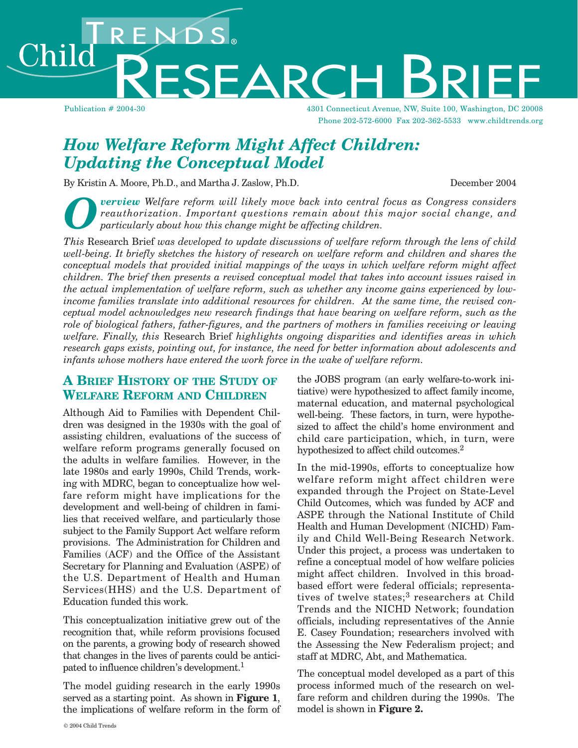Child Trends® Research Brief

Publication # 2004-30

4301 Connecticut Avenue, NW, Suite 100, Washington, DC 20008
Phone 202-572-6000 Fax 202-362-5533 www.childtrends.org

# *How Welfare Reform Might Affect Children: Updating the Conceptual Model*

By Kristin A. Moore, Ph.D., and Martha J. Zaslow, Ph.D.

December 2004

***Overview*** *Welfare reform will likely move back into central focus as Congress considers reauthorization. Important questions remain about this major social change, and particularly about how this change might be affecting children.*

*This* Research Brief *was developed to update discussions of welfare reform through the lens of child well-being. It briefly sketches the history of research on welfare reform and children and shares the conceptual models that provided initial mappings of the ways in which welfare reform might affect children. The brief then presents a revised conceptual model that takes into account issues raised in the actual implementation of welfare reform, such as whether any income gains experienced by low-income families translate into additional resources for children. At the same time, the revised conceptual model acknowledges new research findings that have bearing on welfare reform, such as the role of biological fathers, father-figures, and the partners of mothers in families receiving or leaving welfare. Finally, this* Research Brief *highlights ongoing disparities and identifies areas in which research gaps exists, pointing out, for instance, the need for better information about adolescents and infants whose mothers have entered the work force in the wake of welfare reform.*

## A Brief History of the Study of Welfare Reform and Children

Although Aid to Families with Dependent Children was designed in the 1930s with the goal of assisting children, evaluations of the success of welfare reform programs generally focused on the adults in welfare families. However, in the late 1980s and early 1990s, Child Trends, working with MDRC, began to conceptualize how welfare reform might have implications for the development and well-being of children in families that received welfare, and particularly those subject to the Family Support Act welfare reform provisions. The Administration for Children and Families (ACF) and the Office of the Assistant Secretary for Planning and Evaluation (ASPE) of the U.S. Department of Health and Human Services(HHS) and the U.S. Department of Education funded this work.

This conceptualization initiative grew out of the recognition that, while reform provisions focused on the parents, a growing body of research showed that changes in the lives of parents could be anticipated to influence children's development.[1]

The model guiding research in the early 1990s served as a starting point. As shown in **Figure 1**, the implications of welfare reform in the form of the JOBS program (an early welfare-to-work initiative) were hypothesized to affect family income, maternal education, and maternal psychological well-being. These factors, in turn, were hypothesized to affect the child's home environment and child care participation, which, in turn, were hypothesized to affect child outcomes.[2]

In the mid-1990s, efforts to conceptualize how welfare reform might affect children were expanded through the Project on State-Level Child Outcomes, which was funded by ACF and ASPE through the National Institute of Child Health and Human Development (NICHD) Family and Child Well-Being Research Network. Under this project, a process was undertaken to refine a conceptual model of how welfare policies might affect children. Involved in this broad-based effort were federal officials; representatives of twelve states;[3] researchers at Child Trends and the NICHD Network; foundation officials, including representatives of the Annie E. Casey Foundation; researchers involved with the Assessing the New Federalism project; and staff at MDRC, Abt, and Mathematica.

The conceptual model developed as a part of this process informed much of the research on welfare reform and children during the 1990s. The model is shown in **Figure 2.**

© 2004 Child Trends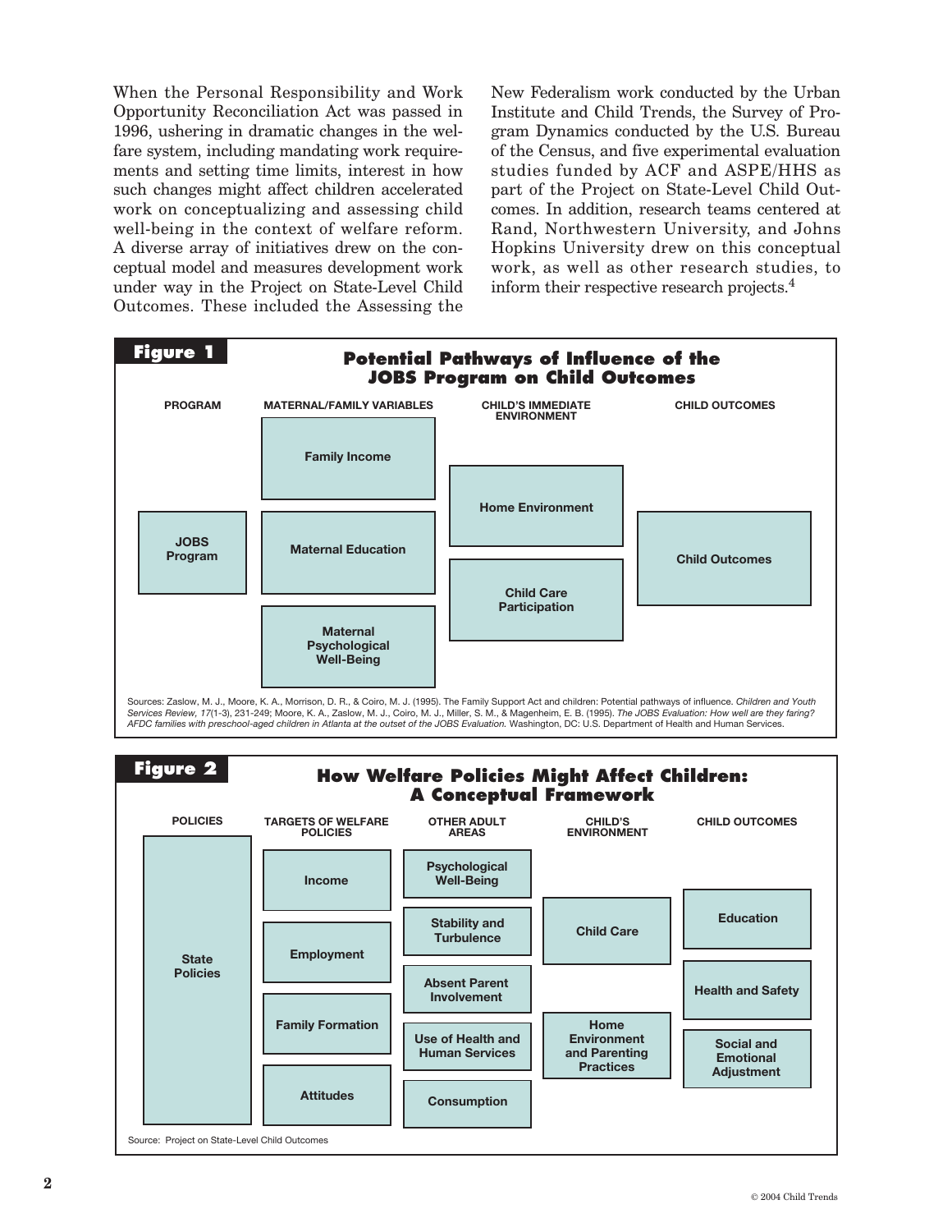When the Personal Responsibility and Work Opportunity Reconciliation Act was passed in 1996, ushering in dramatic changes in the welfare system, including mandating work requirements and setting time limits, interest in how such changes might affect children accelerated work on conceptualizing and assessing child well-being in the context of welfare reform. A diverse array of initiatives drew on the conceptual model and measures development work under way in the Project on State-Level Child Outcomes. These included the Assessing the New Federalism work conducted by the Urban Institute and Child Trends, the Survey of Program Dynamics conducted by the U.S. Bureau of the Census, and five experimental evaluation studies funded by ACF and ASPE/HHS as part of the Project on State-Level Child Outcomes. In addition, research teams centered at Rand, Northwestern University, and Johns Hopkins University drew on this conceptual work, as well as other research studies, to inform their respective research projects.[4]

**Figure 1**

**Potential Pathways of Influence of the JOBS Program on Child Outcomes**

| PROGRAM | MATERNAL/FAMILY VARIABLES | CHILD'S IMMEDIATE ENVIRONMENT | CHILD OUTCOMES |
|---|---|---|---|
| JOBS Program | Family Income | Home Environment | Child Outcomes |
| | Maternal Education | Child Care Participation | |
| | Maternal Psychological Well-Being | | |

Sources: Zaslow, M. J., Moore, K. A., Morrison, D. R., & Coiro, M. J. (1995). The Family Support Act and children: Potential pathways of influence. *Children and Youth Services Review, 17*(1-3), 231-249; Moore, K. A., Zaslow, M. J., Coiro, M. J., Miller, S. M., & Magenheim, E. B. (1995). *The JOBS Evaluation: How well are they faring? AFDC families with preschool-aged children in Atlanta at the outset of the JOBS Evaluation.* Washington, DC: U.S. Department of Health and Human Services.

**Figure 2**

**How Welfare Policies Might Affect Children: A Conceptual Framework**

| POLICIES | TARGETS OF WELFARE POLICIES | OTHER ADULT AREAS | CHILD'S ENVIRONMENT | CHILD OUTCOMES |
|---|---|---|---|---|
| State Policies | Income | Psychological Well-Being | Child Care | Education |
| | Employment | Stability and Turbulence | Home Environment and Parenting Practices | Health and Safety |
| | Family Formation | Absent Parent Involvement | | Social and Emotional Adjustment |
| | Attitudes | Use of Health and Human Services | | |
| | | Consumption | | |

Source: Project on State-Level Child Outcomes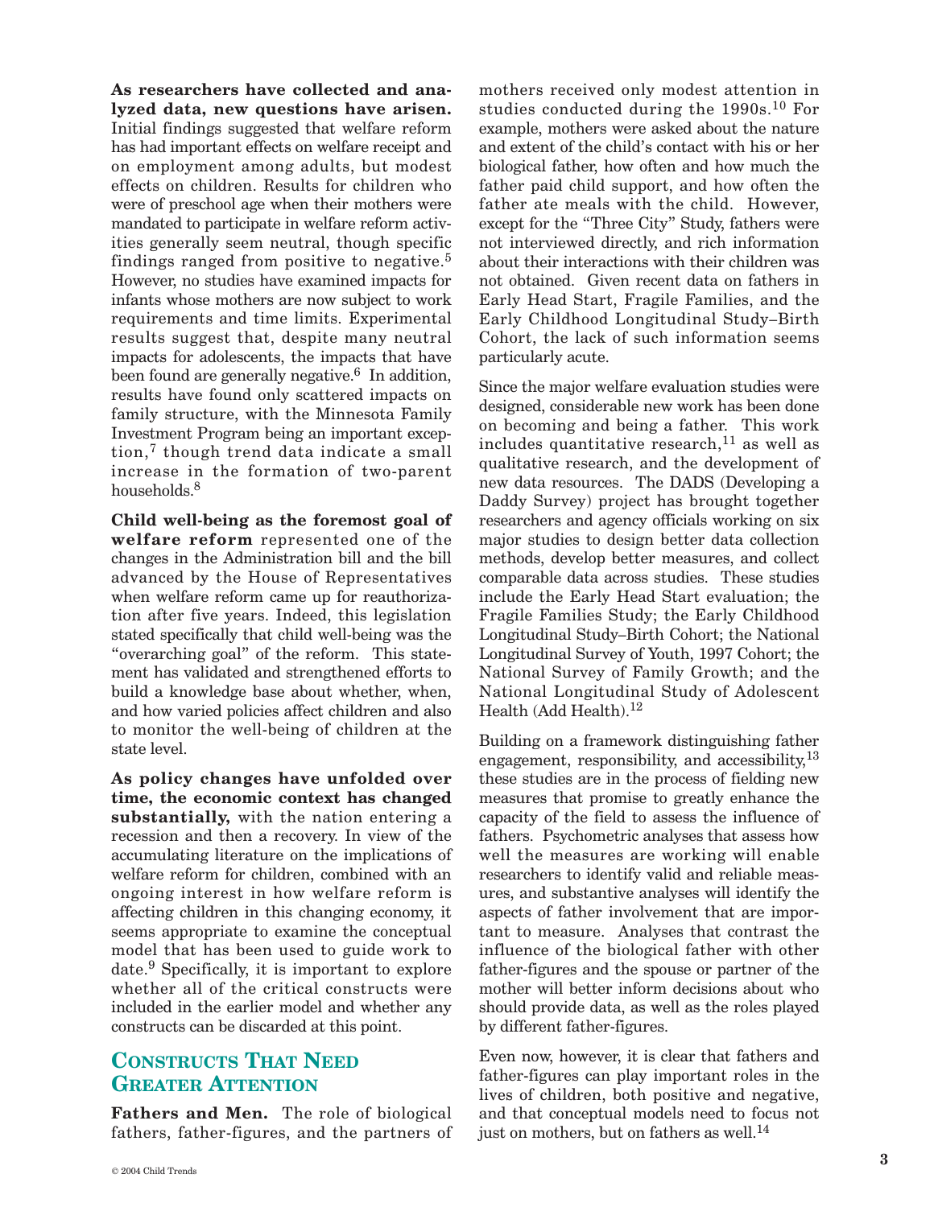**As researchers have collected and analyzed data, new questions have arisen.** Initial findings suggested that welfare reform has had important effects on welfare receipt and on employment among adults, but modest effects on children. Results for children who were of preschool age when their mothers were mandated to participate in welfare reform activities generally seem neutral, though specific findings ranged from positive to negative.[5] However, no studies have examined impacts for infants whose mothers are now subject to work requirements and time limits. Experimental results suggest that, despite many neutral impacts for adolescents, the impacts that have been found are generally negative.[6] In addition, results have found only scattered impacts on family structure, with the Minnesota Family Investment Program being an important exception,[7] though trend data indicate a small increase in the formation of two-parent households.[8]

**Child well-being as the foremost goal of welfare reform** represented one of the changes in the Administration bill and the bill advanced by the House of Representatives when welfare reform came up for reauthorization after five years. Indeed, this legislation stated specifically that child well-being was the "overarching goal" of the reform. This statement has validated and strengthened efforts to build a knowledge base about whether, when, and how varied policies affect children and also to monitor the well-being of children at the state level.

**As policy changes have unfolded over time, the economic context has changed substantially,** with the nation entering a recession and then a recovery. In view of the accumulating literature on the implications of welfare reform for children, combined with an ongoing interest in how welfare reform is affecting children in this changing economy, it seems appropriate to examine the conceptual model that has been used to guide work to date.[9] Specifically, it is important to explore whether all of the critical constructs were included in the earlier model and whether any constructs can be discarded at this point.

## Constructs That Need Greater Attention

**Fathers and Men.** The role of biological fathers, father-figures, and the partners of mothers received only modest attention in studies conducted during the 1990s.[10] For example, mothers were asked about the nature and extent of the child's contact with his or her biological father, how often and how much the father paid child support, and how often the father ate meals with the child. However, except for the "Three City" Study, fathers were not interviewed directly, and rich information about their interactions with their children was not obtained. Given recent data on fathers in Early Head Start, Fragile Families, and the Early Childhood Longitudinal Study–Birth Cohort, the lack of such information seems particularly acute.

Since the major welfare evaluation studies were designed, considerable new work has been done on becoming and being a father. This work includes quantitative research,[11] as well as qualitative research, and the development of new data resources. The DADS (Developing a Daddy Survey) project has brought together researchers and agency officials working on six major studies to design better data collection methods, develop better measures, and collect comparable data across studies. These studies include the Early Head Start evaluation; the Fragile Families Study; the Early Childhood Longitudinal Study–Birth Cohort; the National Longitudinal Survey of Youth, 1997 Cohort; the National Survey of Family Growth; and the National Longitudinal Study of Adolescent Health (Add Health).[12]

Building on a framework distinguishing father engagement, responsibility, and accessibility,[13] these studies are in the process of fielding new measures that promise to greatly enhance the capacity of the field to assess the influence of fathers. Psychometric analyses that assess how well the measures are working will enable researchers to identify valid and reliable measures, and substantive analyses will identify the aspects of father involvement that are important to measure. Analyses that contrast the influence of the biological father with other father-figures and the spouse or partner of the mother will better inform decisions about who should provide data, as well as the roles played by different father-figures.

Even now, however, it is clear that fathers and father-figures can play important roles in the lives of children, both positive and negative, and that conceptual models need to focus not just on mothers, but on fathers as well.[14]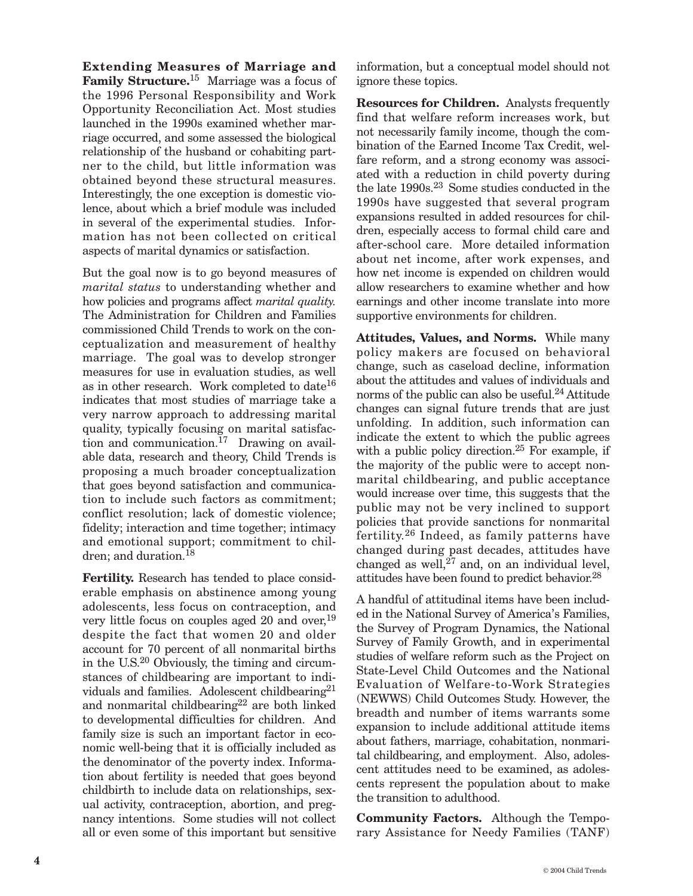**Extending Measures of Marriage and Family Structure.**[15] Marriage was a focus of the 1996 Personal Responsibility and Work Opportunity Reconciliation Act. Most studies launched in the 1990s examined whether marriage occurred, and some assessed the biological relationship of the husband or cohabiting partner to the child, but little information was obtained beyond these structural measures. Interestingly, the one exception is domestic violence, about which a brief module was included in several of the experimental studies. Information has not been collected on critical aspects of marital dynamics or satisfaction.

But the goal now is to go beyond measures of *marital status* to understanding whether and how policies and programs affect *marital quality.* The Administration for Children and Families commissioned Child Trends to work on the conceptualization and measurement of healthy marriage. The goal was to develop stronger measures for use in evaluation studies, as well as in other research. Work completed to date[16] indicates that most studies of marriage take a very narrow approach to addressing marital quality, typically focusing on marital satisfaction and communication.[17] Drawing on available data, research and theory, Child Trends is proposing a much broader conceptualization that goes beyond satisfaction and communication to include such factors as commitment; conflict resolution; lack of domestic violence; fidelity; interaction and time together; intimacy and emotional support; commitment to children; and duration.[18]

**Fertility.** Research has tended to place considerable emphasis on abstinence among young adolescents, less focus on contraception, and very little focus on couples aged 20 and over,[19] despite the fact that women 20 and older account for 70 percent of all nonmarital births in the U.S.[20] Obviously, the timing and circumstances of childbearing are important to individuals and families. Adolescent childbearing[21] and nonmarital childbearing[22] are both linked to developmental difficulties for children. And family size is such an important factor in economic well-being that it is officially included as the denominator of the poverty index. Information about fertility is needed that goes beyond childbirth to include data on relationships, sexual activity, contraception, abortion, and pregnancy intentions. Some studies will not collect all or even some of this important but sensitive information, but a conceptual model should not ignore these topics.

**Resources for Children.** Analysts frequently find that welfare reform increases work, but not necessarily family income, though the combination of the Earned Income Tax Credit, welfare reform, and a strong economy was associated with a reduction in child poverty during the late 1990s.[23] Some studies conducted in the 1990s have suggested that several program expansions resulted in added resources for children, especially access to formal child care and after-school care. More detailed information about net income, after work expenses, and how net income is expended on children would allow researchers to examine whether and how earnings and other income translate into more supportive environments for children.

**Attitudes, Values, and Norms.** While many policy makers are focused on behavioral change, such as caseload decline, information about the attitudes and values of individuals and norms of the public can also be useful.[24] Attitude changes can signal future trends that are just unfolding. In addition, such information can indicate the extent to which the public agrees with a public policy direction.[25] For example, if the majority of the public were to accept nonmarital childbearing, and public acceptance would increase over time, this suggests that the public may not be very inclined to support policies that provide sanctions for nonmarital fertility.[26] Indeed, as family patterns have changed during past decades, attitudes have changed as well,[27] and, on an individual level, attitudes have been found to predict behavior.[28]

A handful of attitudinal items have been included in the National Survey of America's Families, the Survey of Program Dynamics, the National Survey of Family Growth, and in experimental studies of welfare reform such as the Project on State-Level Child Outcomes and the National Evaluation of Welfare-to-Work Strategies (NEWWS) Child Outcomes Study. However, the breadth and number of items warrants some expansion to include additional attitude items about fathers, marriage, cohabitation, nonmarital childbearing, and employment. Also, adolescent attitudes need to be examined, as adolescents represent the population about to make the transition to adulthood.

**Community Factors.** Although the Temporary Assistance for Needy Families (TANF)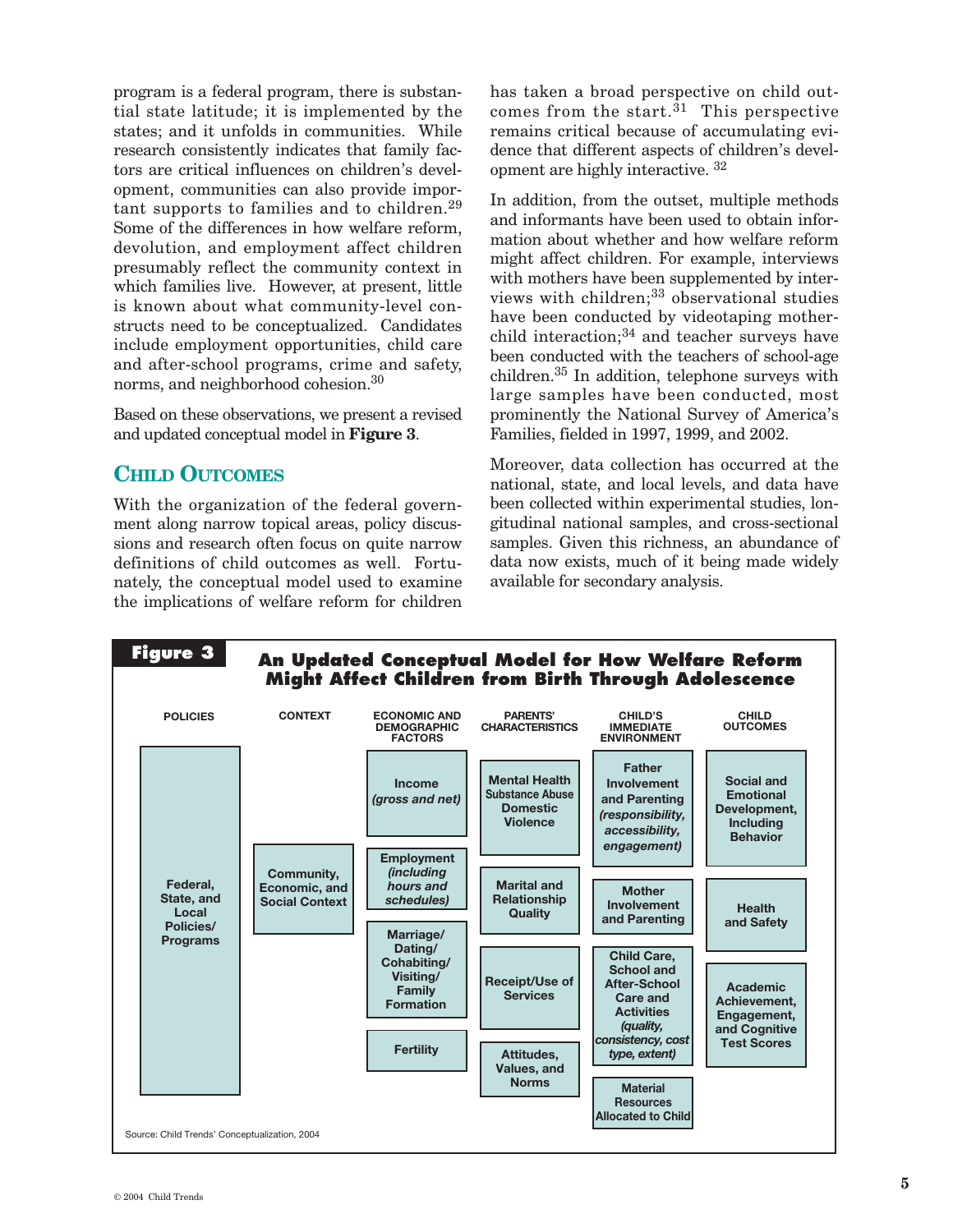program is a federal program, there is substantial state latitude; it is implemented by the states; and it unfolds in communities. While research consistently indicates that family factors are critical influences on children's development, communities can also provide important supports to families and to children.[29] Some of the differences in how welfare reform, devolution, and employment affect children presumably reflect the community context in which families live. However, at present, little is known about what community-level constructs need to be conceptualized. Candidates include employment opportunities, child care and after-school programs, crime and safety, norms, and neighborhood cohesion.[30]

Based on these observations, we present a revised and updated conceptual model in **Figure 3**.

## CHILD OUTCOMES

With the organization of the federal government along narrow topical areas, policy discussions and research often focus on quite narrow definitions of child outcomes as well. Fortunately, the conceptual model used to examine the implications of welfare reform for children has taken a broad perspective on child outcomes from the start.[31] This perspective remains critical because of accumulating evidence that different aspects of children's development are highly interactive.[32]

In addition, from the outset, multiple methods and informants have been used to obtain information about whether and how welfare reform might affect children. For example, interviews with mothers have been supplemented by interviews with children;[33] observational studies have been conducted by videotaping mother-child interaction;[34] and teacher surveys have been conducted with the teachers of school-age children.[35] In addition, telephone surveys with large samples have been conducted, most prominently the National Survey of America's Families, fielded in 1997, 1999, and 2002.

Moreover, data collection has occurred at the national, state, and local levels, and data have been collected within experimental studies, longitudinal national samples, and cross-sectional samples. Given this richness, an abundance of data now exists, much of it being made widely available for secondary analysis.

**Figure 3**

**An Updated Conceptual Model for How Welfare Reform Might Affect Children from Birth Through Adolescence**

| POLICIES | CONTEXT | ECONOMIC AND DEMOGRAPHIC FACTORS | PARENTS' CHARACTERISTICS | CHILD'S IMMEDIATE ENVIRONMENT | CHILD OUTCOMES |
|---|---|---|---|---|---|
| Federal, State, and Local Policies/ Programs | Community, Economic, and Social Context | Income *(gross and net)* | Mental Health Substance Abuse Domestic Violence | Father Involvement and Parenting *(responsibility, accessibility, engagement)* | Social and Emotional Development, Including Behavior |
| | | Employment *(including hours and schedules)* | Marital and Relationship Quality | Mother Involvement and Parenting | Health and Safety |
| | | Marriage/ Dating/ Cohabiting/ Visiting/ Family Formation | Receipt/Use of Services | Child Care, School and After-School Care and Activities *(quality, consistency, cost type, extent)* | Academic Achievement, Engagement, and Cognitive Test Scores |
| | | Fertility | Attitudes, Values, and Norms | Material Resources Allocated to Child | |

Source: Child Trends' Conceptualization, 2004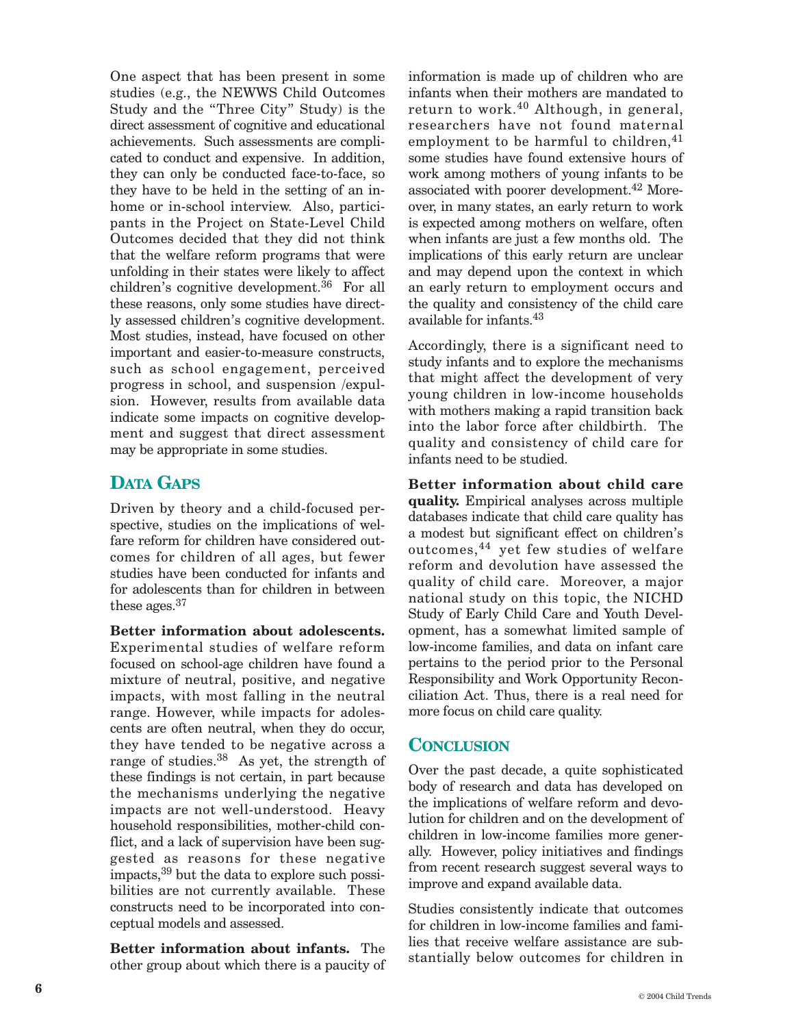One aspect that has been present in some studies (e.g., the NEWWS Child Outcomes Study and the "Three City" Study) is the direct assessment of cognitive and educational achievements. Such assessments are complicated to conduct and expensive. In addition, they can only be conducted face-to-face, so they have to be held in the setting of an in-home or in-school interview. Also, participants in the Project on State-Level Child Outcomes decided that they did not think that the welfare reform programs that were unfolding in their states were likely to affect children's cognitive development.[36] For all these reasons, only some studies have directly assessed children's cognitive development. Most studies, instead, have focused on other important and easier-to-measure constructs, such as school engagement, perceived progress in school, and suspension /expulsion. However, results from available data indicate some impacts on cognitive development and suggest that direct assessment may be appropriate in some studies.

## Data Gaps

Driven by theory and a child-focused perspective, studies on the implications of welfare reform for children have considered outcomes for children of all ages, but fewer studies have been conducted for infants and for adolescents than for children in between these ages.[37]

**Better information about adolescents.** Experimental studies of welfare reform focused on school-age children have found a mixture of neutral, positive, and negative impacts, with most falling in the neutral range. However, while impacts for adolescents are often neutral, when they do occur, they have tended to be negative across a range of studies.[38] As yet, the strength of these findings is not certain, in part because the mechanisms underlying the negative impacts are not well-understood. Heavy household responsibilities, mother-child conflict, and a lack of supervision have been suggested as reasons for these negative impacts,[39] but the data to explore such possibilities are not currently available. These constructs need to be incorporated into conceptual models and assessed.

**Better information about infants.** The other group about which there is a paucity of information is made up of children who are infants when their mothers are mandated to return to work.[40] Although, in general, researchers have not found maternal employment to be harmful to children,[41] some studies have found extensive hours of work among mothers of young infants to be associated with poorer development.[42] Moreover, in many states, an early return to work is expected among mothers on welfare, often when infants are just a few months old. The implications of this early return are unclear and may depend upon the context in which an early return to employment occurs and the quality and consistency of the child care available for infants.[43]

Accordingly, there is a significant need to study infants and to explore the mechanisms that might affect the development of very young children in low-income households with mothers making a rapid transition back into the labor force after childbirth. The quality and consistency of child care for infants need to be studied.

**Better information about child care quality.** Empirical analyses across multiple databases indicate that child care quality has a modest but significant effect on children's outcomes,[44] yet few studies of welfare reform and devolution have assessed the quality of child care. Moreover, a major national study on this topic, the NICHD Study of Early Child Care and Youth Development, has a somewhat limited sample of low-income families, and data on infant care pertains to the period prior to the Personal Responsibility and Work Opportunity Reconciliation Act. Thus, there is a real need for more focus on child care quality.

## Conclusion

Over the past decade, a quite sophisticated body of research and data has developed on the implications of welfare reform and devolution for children and on the development of children in low-income families more generally. However, policy initiatives and findings from recent research suggest several ways to improve and expand available data.

Studies consistently indicate that outcomes for children in low-income families and families that receive welfare assistance are substantially below outcomes for children in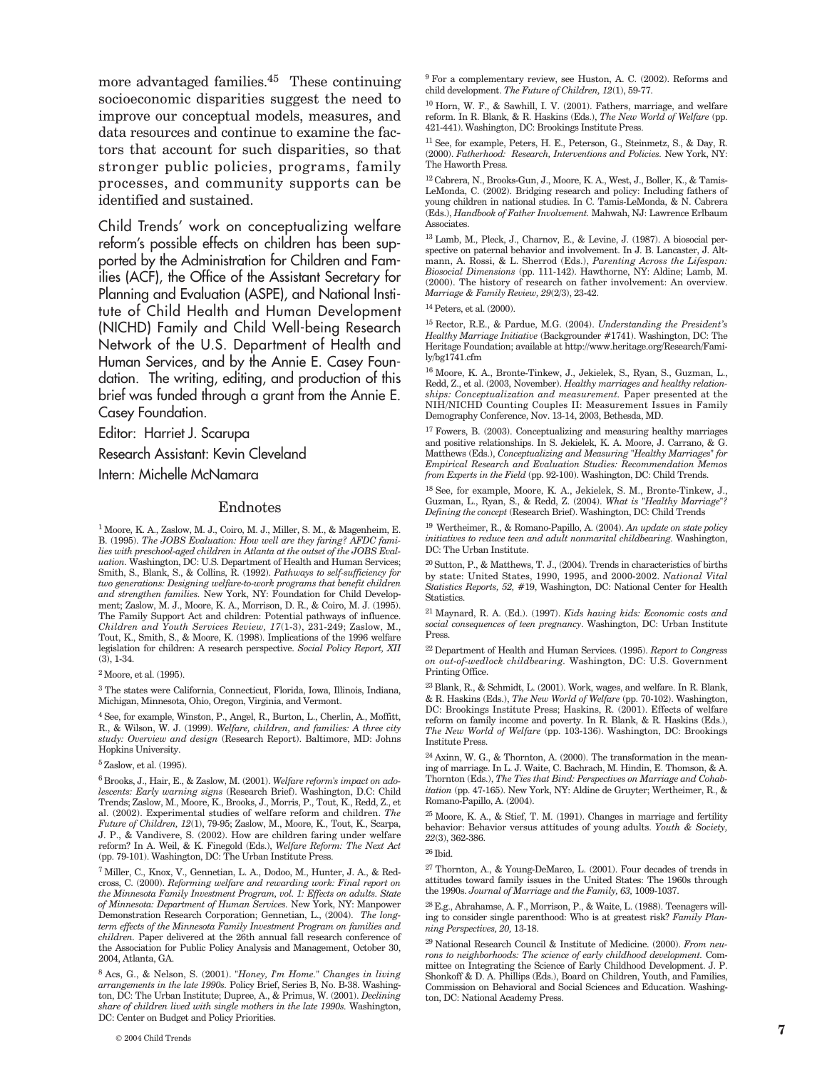more advantaged families.[45] These continuing socioeconomic disparities suggest the need to improve our conceptual models, measures, and data resources and continue to examine the factors that account for such disparities, so that stronger public policies, programs, family processes, and community supports can be identified and sustained.

Child Trends' work on conceptualizing welfare reform's possible effects on children has been supported by the Administration for Children and Families (ACF), the Office of the Assistant Secretary for Planning and Evaluation (ASPE), and National Institute of Child Health and Human Development (NICHD) Family and Child Well-being Research Network of the U.S. Department of Health and Human Services, and by the Annie E. Casey Foundation. The writing, editing, and production of this brief was funded through a grant from the Annie E. Casey Foundation.

Editor: Harriet J. Scarupa

Research Assistant: Kevin Cleveland

Intern: Michelle McNamara

## Endnotes

[1] Moore, K. A., Zaslow, M. J., Coiro, M. J., Miller, S. M., & Magenheim, E. B. (1995). *The JOBS Evaluation: How well are they faring? AFDC families with preschool-aged children in Atlanta at the outset of the JOBS Evaluation.* Washington, DC: U.S. Department of Health and Human Services; Smith, S., Blank, S., & Collins, R. (1992). *Pathways to self-sufficiency for two generations: Designing welfare-to-work programs that benefit children and strengthen families.* New York, NY: Foundation for Child Development; Zaslow, M. J., Moore, K. A., Morrison, D. R., & Coiro, M. J. (1995). The Family Support Act and children: Potential pathways of influence. *Children and Youth Services Review, 17*(1-3), 231-249; Zaslow, M., Tout, K., Smith, S., & Moore, K. (1998). Implications of the 1996 welfare legislation for children: A research perspective. *Social Policy Report, XII* (3), 1-34.

[2] Moore, et al. (1995).

[3] The states were California, Connecticut, Florida, Iowa, Illinois, Indiana, Michigan, Minnesota, Ohio, Oregon, Virginia, and Vermont.

[4] See, for example, Winston, P., Angel, R., Burton, L., Cherlin, A., Moffitt, R., & Wilson, W. J. (1999). *Welfare, children, and families: A three city study: Overview and design* (Research Report). Baltimore, MD: Johns Hopkins University.

[5] Zaslow, et al. (1995).

[6] Brooks, J., Hair, E., & Zaslow, M. (2001). *Welfare reform's impact on adolescents: Early warning signs* (Research Brief). Washington, D.C: Child Trends; Zaslow, M., Moore, K., Brooks, J., Morris, P., Tout, K., Redd, Z., et al. (2002). Experimental studies of welfare reform and children. *The Future of Children, 12*(1), 79-95; Zaslow, M., Moore, K., Tout, K., Scarpa, J. P., & Vandivere, S. (2002). How are children faring under welfare reform? In A. Weil, & K. Finegold (Eds.), *Welfare Reform: The Next Act* (pp. 79-101). Washington, DC: The Urban Institute Press.

[7] Miller, C., Knox, V., Gennetian, L. A., Dodoo, M., Hunter, J. A., & Redcross, C. (2000). *Reforming welfare and rewarding work: Final report on the Minnesota Family Investment Program, vol. 1: Effects on adults. State of Minnesota: Department of Human Services.* New York, NY: Manpower Demonstration Research Corporation; Gennetian, L., (2004). *The long-term effects of the Minnesota Family Investment Program on families and children.* Paper delivered at the 26th annual fall research conference of the Association for Public Policy Analysis and Management, October 30, 2004, Atlanta, GA.

[8] Acs, G., & Nelson, S. (2001). "*Honey, I'm Home.*" *Changes in living arrangements in the late 1990s.* Policy Brief, Series B, No. B-38. Washington, DC: The Urban Institute; Dupree, A., & Primus, W. (2001). *Declining share of children lived with single mothers in the late 1990s.* Washington, DC: Center on Budget and Policy Priorities.

[9] For a complementary review, see Huston, A. C. (2002). Reforms and child development. *The Future of Children, 12*(1), 59-77.

[10] Horn, W. F., & Sawhill, I. V. (2001). Fathers, marriage, and welfare reform. In R. Blank, & R. Haskins (Eds.), *The New World of Welfare* (pp. 421-441). Washington, DC: Brookings Institute Press.

[11] See, for example, Peters, H. E., Peterson, G., Steinmetz, S., & Day, R. (2000). *Fatherhood: Research, Interventions and Policies.* New York, NY: The Haworth Press.

[12] Cabrera, N., Brooks-Gun, J., Moore, K. A., West, J., Boller, K., & Tamis-LeMonda, C. (2002). Bridging research and policy: Including fathers of young children in national studies. In C. Tamis-LeMonda, & N. Cabrera (Eds.), *Handbook of Father Involvement.* Mahwah, NJ: Lawrence Erlbaum Associates.

[13] Lamb, M., Pleck, J., Charnov, E., & Levine, J. (1987). A biosocial perspective on paternal behavior and involvement. In J. B. Lancaster, J. Altmann, A. Rossi, & L. Sherrod (Eds.), *Parenting Across the Lifespan: Biosocial Dimensions* (pp. 111-142). Hawthorne, NY: Aldine; Lamb, M. (2000). The history of research on father involvement: An overview. *Marriage & Family Review, 29*(2/3), 23-42.

[14] Peters, et al. (2000).

[15] Rector, R.E., & Pardue, M.G. (2004). *Understanding the President's Healthy Marriage Initiative* (Backgrounder #1741). Washington, DC: The Heritage Foundation; available at http://www.heritage.org/Research/Family/bg1741.cfm

[16] Moore, K. A., Bronte-Tinkew, J., Jekielek, S., Ryan, S., Guzman, L., Redd, Z., et al. (2003, November). *Healthy marriages and healthy relationships: Conceptualization and measurement.* Paper presented at the NIH/NICHD Counting Couples II: Measurement Issues in Family Demography Conference, Nov. 13-14, 2003, Bethesda, MD.

[17] Fowers, B. (2003). Conceptualizing and measuring healthy marriages and positive relationships. In S. Jekielek, K. A. Moore, J. Carrano, & G. Matthews (Eds.), *Conceptualizing and Measuring "Healthy Marriages" for Empirical Research and Evaluation Studies: Recommendation Memos from Experts in the Field* (pp. 92-100). Washington, DC: Child Trends.

[18] See, for example, Moore, K. A., Jekielek, S. M., Bronte-Tinkew, J., Guzman, L., Ryan, S., & Redd, Z. (2004). *What is "Healthy Marriage"? Defining the concept* (Research Brief). Washington, DC: Child Trends

[19] Wertheimer, R., & Romano-Papillo, A. (2004). *An update on state policy initiatives to reduce teen and adult nonmarital childbearing.* Washington, DC: The Urban Institute.

[20] Sutton, P., & Matthews, T. J., (2004). Trends in characteristics of births by state: United States, 1990, 1995, and 2000-2002. *National Vital Statistics Reports, 52,* #19, Washington, DC: National Center for Health Statistics.

[21] Maynard, R. A. (Ed.). (1997). *Kids having kids: Economic costs and social consequences of teen pregnancy*. Washington, DC: Urban Institute Press.

[22] Department of Health and Human Services. (1995). *Report to Congress on out-of-wedlock childbearing*. Washington, DC: U.S. Government Printing Office.

[23] Blank, R., & Schmidt, L. (2001). Work, wages, and welfare. In R. Blank, & R. Haskins (Eds.), *The New World of Welfare* (pp. 70-102). Washington, DC: Brookings Institute Press; Haskins, R. (2001). Effects of welfare reform on family income and poverty. In R. Blank, & R. Haskins (Eds.), *The New World of Welfare* (pp. 103-136). Washington, DC: Brookings Institute Press.

[24] Axinn, W. G., & Thornton, A. (2000). The transformation in the meaning of marriage. In L. J. Waite, C. Bachrach, M. Hindin, E. Thomson, & A. Thornton (Eds.), *The Ties that Bind: Perspectives on Marriage and Cohabitation* (pp. 47-165). New York, NY: Aldine de Gruyter; Wertheimer, R., & Romano-Papillo, A. (2004).

[25] Moore, K. A., & Stief, T. M. (1991). Changes in marriage and fertility behavior: Behavior versus attitudes of young adults. *Youth & Society, 22*(3), 362-386.

[26] Ibid.

[27] Thornton, A., & Young-DeMarco, L. (2001). Four decades of trends in attitudes toward family issues in the United States: The 1960s through the 1990s. *Journal of Marriage and the Family, 63,* 1009-1037.

[28] E.g., Abrahamse, A. F., Morrison, P., & Waite, L. (1988). Teenagers willing to consider single parenthood: Who is at greatest risk? *Family Planning Perspectives, 20,* 13-18.

[29] National Research Council & Institute of Medicine. (2000). *From neurons to neighborhoods: The science of early childhood development.* Committee on Integrating the Science of Early Childhood Development. J. P. Shonkoff & D. A. Phillips (Eds.), Board on Children, Youth, and Families, Commission on Behavioral and Social Sciences and Education. Washington, DC: National Academy Press.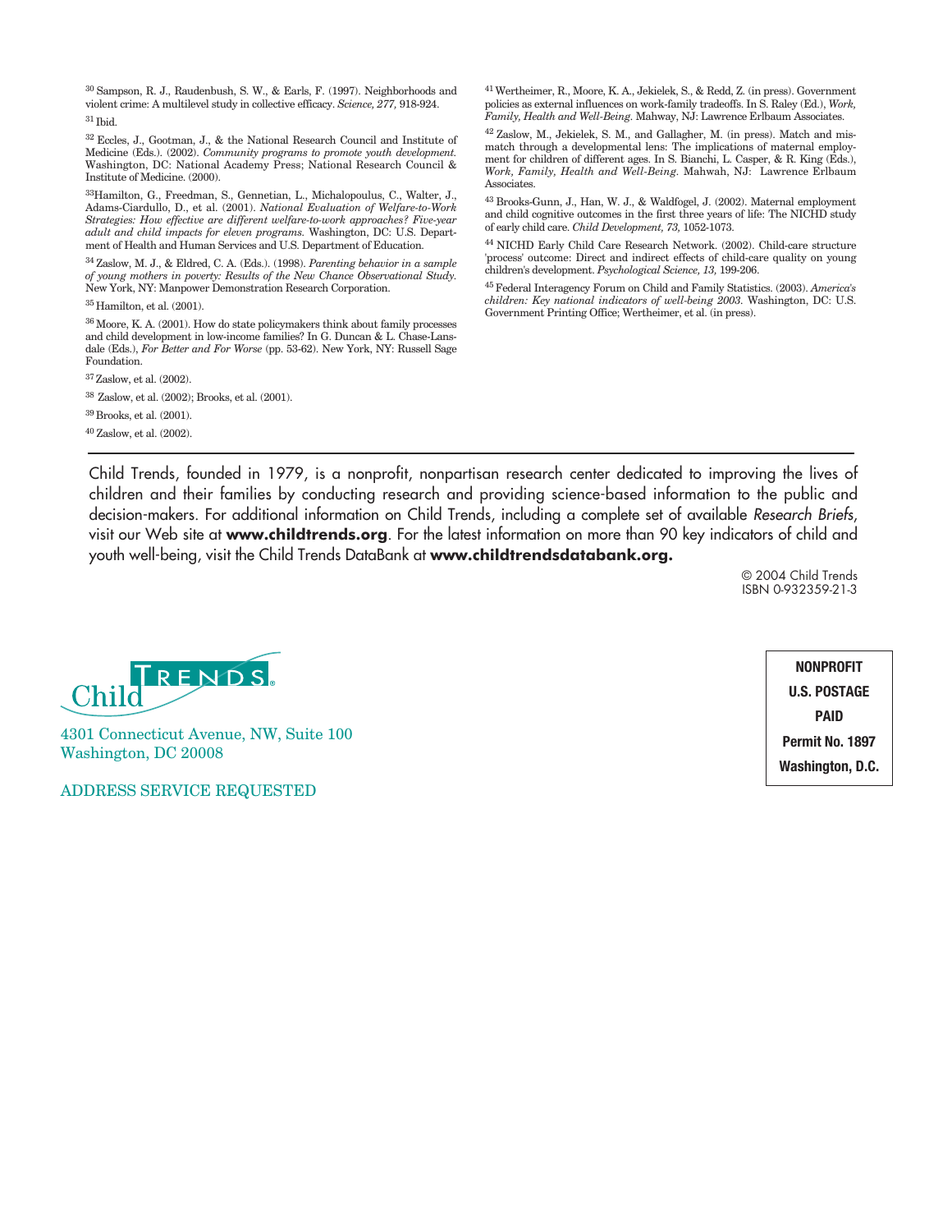[30] Sampson, R. J., Raudenbush, S. W., & Earls, F. (1997). Neighborhoods and violent crime: A multilevel study in collective efficacy. *Science, 277,* 918-924.

[31] Ibid.

[32] Eccles, J., Gootman, J., & the National Research Council and Institute of Medicine (Eds.). (2002). *Community programs to promote youth development.* Washington, DC: National Academy Press; National Research Council & Institute of Medicine. (2000).

[33] Hamilton, G., Freedman, S., Gennetian, L., Michalopoulus, C., Walter, J., Adams-Ciardullo, D., et al. (2001). *National Evaluation of Welfare-to-Work Strategies: How effective are different welfare-to-work approaches? Five-year adult and child impacts for eleven programs.* Washington, DC: U.S. Department of Health and Human Services and U.S. Department of Education.

[34] Zaslow, M. J., & Eldred, C. A. (Eds.). (1998). *Parenting behavior in a sample of young mothers in poverty: Results of the New Chance Observational Study.* New York, NY: Manpower Demonstration Research Corporation.

[35] Hamilton, et al. (2001).

[36] Moore, K. A. (2001). How do state policymakers think about family processes and child development in low-income families? In G. Duncan & L. Chase-Lansdale (Eds.), *For Better and For Worse* (pp. 53-62). New York, NY: Russell Sage Foundation.

[37] Zaslow, et al. (2002).

[38] Zaslow, et al. (2002); Brooks, et al. (2001).

[39] Brooks, et al. (2001).

[40] Zaslow, et al. (2002).

[41] Wertheimer, R., Moore, K. A., Jekielek, S., & Redd, Z. (in press). Government policies as external influences on work-family tradeoffs. In S. Raley (Ed.), *Work, Family, Health and Well-Being.* Mahway, NJ: Lawrence Erlbaum Associates.

[42] Zaslow, M., Jekielek, S. M., and Gallagher, M. (in press). Match and mismatch through a developmental lens: The implications of maternal employment for children of different ages. In S. Bianchi, L. Casper, & R. King (Eds.), *Work, Family, Health and Well-Being.* Mahwah, NJ: Lawrence Erlbaum Associates.

[43] Brooks-Gunn, J., Han, W. J., & Waldfogel, J. (2002). Maternal employment and child cognitive outcomes in the first three years of life: The NICHD study of early child care. *Child Development, 73,* 1052-1073.

[44] NICHD Early Child Care Research Network. (2002). Child-care structure 'process' outcome: Direct and indirect effects of child-care quality on young children's development. *Psychological Science, 13,* 199-206.

[45] Federal Interagency Forum on Child and Family Statistics. (2003). *America's children: Key national indicators of well-being 2003.* Washington, DC: U.S. Government Printing Office; Wertheimer, et al. (in press).

---

Child Trends, founded in 1979, is a nonprofit, nonpartisan research center dedicated to improving the lives of children and their families by conducting research and providing science-based information to the public and decision-makers. For additional information on Child Trends, including a complete set of available *Research Briefs*, visit our Web site at **www.childtrends.org**. For the latest information on more than 90 key indicators of child and youth well-being, visit the Child Trends DataBank at **www.childtrendsdatabank.org.**

© 2004 Child Trends
ISBN 0-932359-21-3

Child Trends®

4301 Connecticut Avenue, NW, Suite 100
Washington, DC 20008

ADDRESS SERVICE REQUESTED

**NONPROFIT**
**U.S. POSTAGE**
**PAID**
**Permit No. 1897**
**Washington, D.C.**